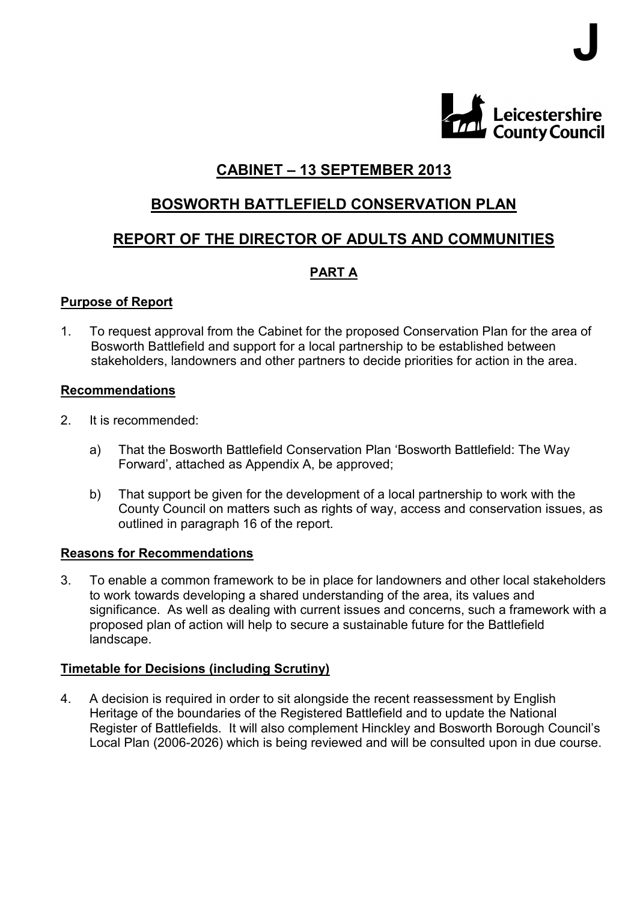J

Leicestershire County Council

# CABINET – 13 SEPTEMBER 2013

# BOSWORTH BATTLEFIELD CONSERVATION PLAN

# REPORT OF THE DIRECTOR OF ADULTS AND COMMUNITIES

## PART A

### Purpose of Report

1. To request approval from the Cabinet for the proposed Conservation Plan for the area of Bosworth Battlefield and support for a local partnership to be established between stakeholders, landowners and other partners to decide priorities for action in the area.

### Recommendations

2. It is recommended:

   a) That the Bosworth Battlefield Conservation Plan 'Bosworth Battlefield: The Way Forward', attached as Appendix A, be approved;

   b) That support be given for the development of a local partnership to work with the County Council on matters such as rights of way, access and conservation issues, as outlined in paragraph 16 of the report.

### Reasons for Recommendations

3. To enable a common framework to be in place for landowners and other local stakeholders to work towards developing a shared understanding of the area, its values and significance. As well as dealing with current issues and concerns, such a framework with a proposed plan of action will help to secure a sustainable future for the Battlefield landscape.

### Timetable for Decisions (including Scrutiny)

4. A decision is required in order to sit alongside the recent reassessment by English Heritage of the boundaries of the Registered Battlefield and to update the National Register of Battlefields. It will also complement Hinckley and Bosworth Borough Council's Local Plan (2006-2026) which is being reviewed and will be consulted upon in due course.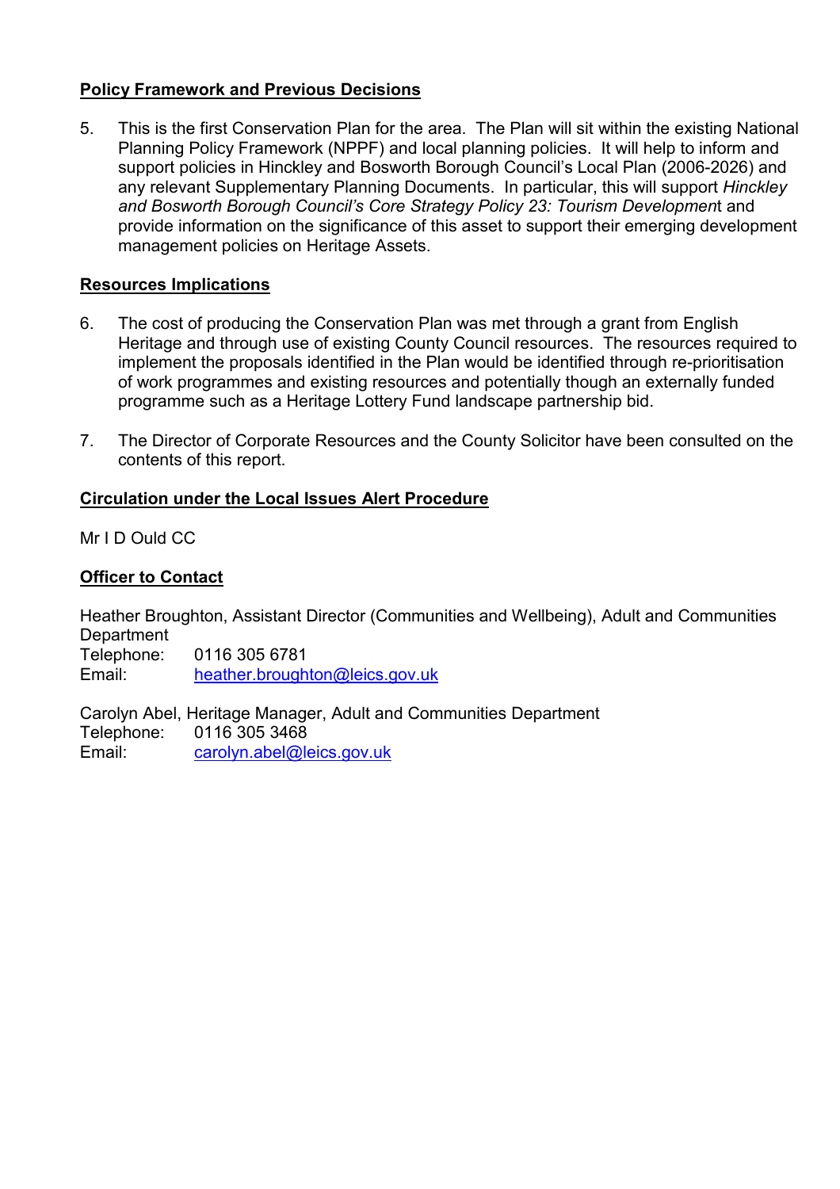**Policy Framework and Previous Decisions**

5. This is the first Conservation Plan for the area. The Plan will sit within the existing National Planning Policy Framework (NPPF) and local planning policies. It will help to inform and support policies in Hinckley and Bosworth Borough Council's Local Plan (2006-2026) and any relevant Supplementary Planning Documents. In particular, this will support *Hinckley and Bosworth Borough Council's Core Strategy Policy 23: Tourism Developmen*t and provide information on the significance of this asset to support their emerging development management policies on Heritage Assets.

**Resources Implications**

6. The cost of producing the Conservation Plan was met through a grant from English Heritage and through use of existing County Council resources. The resources required to implement the proposals identified in the Plan would be identified through re-prioritisation of work programmes and existing resources and potentially though an externally funded programme such as a Heritage Lottery Fund landscape partnership bid.

7. The Director of Corporate Resources and the County Solicitor have been consulted on the contents of this report.

**Circulation under the Local Issues Alert Procedure**

Mr I D Ould CC

**Officer to Contact**

Heather Broughton, Assistant Director (Communities and Wellbeing), Adult and Communities Department
Telephone: 0116 305 6781
Email: heather.broughton@leics.gov.uk

Carolyn Abel, Heritage Manager, Adult and Communities Department
Telephone: 0116 305 3468
Email: carolyn.abel@leics.gov.uk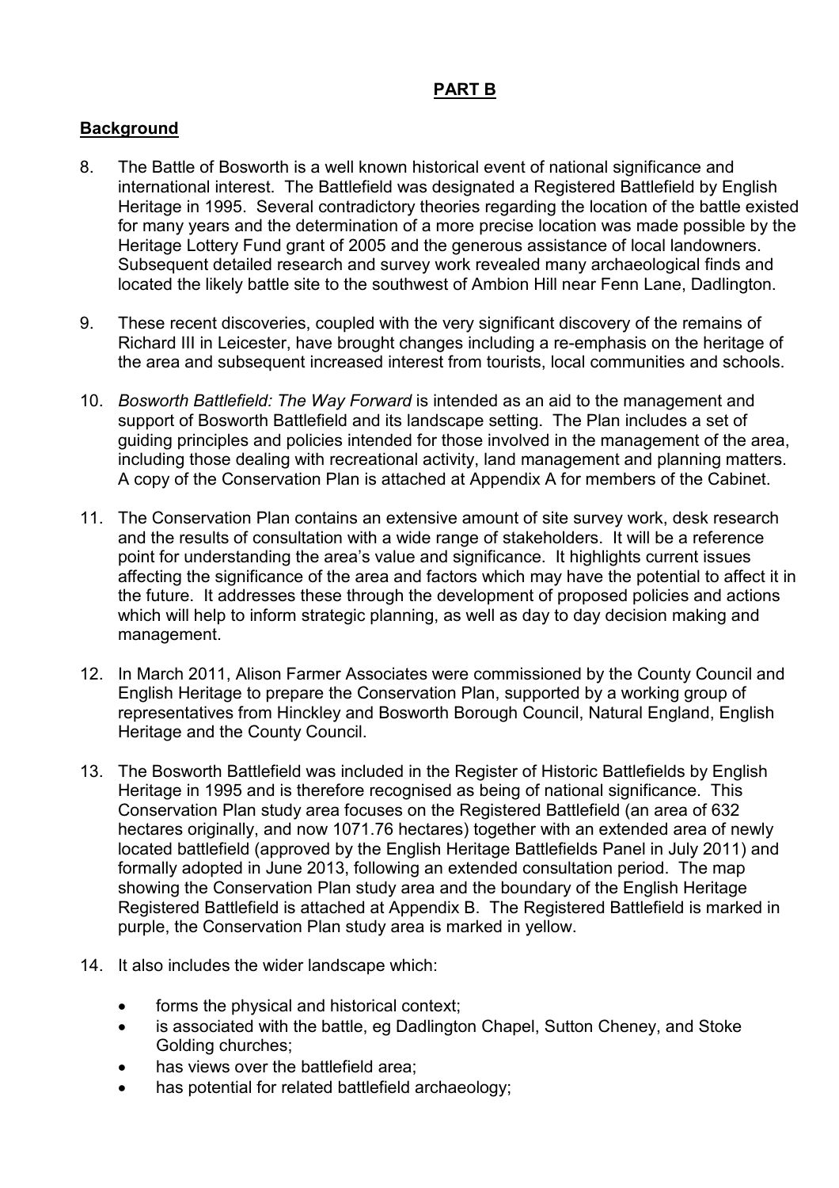## **PART B**

### **Background**

8. The Battle of Bosworth is a well known historical event of national significance and international interest. The Battlefield was designated a Registered Battlefield by English Heritage in 1995. Several contradictory theories regarding the location of the battle existed for many years and the determination of a more precise location was made possible by the Heritage Lottery Fund grant of 2005 and the generous assistance of local landowners. Subsequent detailed research and survey work revealed many archaeological finds and located the likely battle site to the southwest of Ambion Hill near Fenn Lane, Dadlington.

9. These recent discoveries, coupled with the very significant discovery of the remains of Richard III in Leicester, have brought changes including a re-emphasis on the heritage of the area and subsequent increased interest from tourists, local communities and schools.

10. *Bosworth Battlefield: The Way Forward* is intended as an aid to the management and support of Bosworth Battlefield and its landscape setting. The Plan includes a set of guiding principles and policies intended for those involved in the management of the area, including those dealing with recreational activity, land management and planning matters. A copy of the Conservation Plan is attached at Appendix A for members of the Cabinet.

11. The Conservation Plan contains an extensive amount of site survey work, desk research and the results of consultation with a wide range of stakeholders. It will be a reference point for understanding the area's value and significance. It highlights current issues affecting the significance of the area and factors which may have the potential to affect it in the future. It addresses these through the development of proposed policies and actions which will help to inform strategic planning, as well as day to day decision making and management.

12. In March 2011, Alison Farmer Associates were commissioned by the County Council and English Heritage to prepare the Conservation Plan, supported by a working group of representatives from Hinckley and Bosworth Borough Council, Natural England, English Heritage and the County Council.

13. The Bosworth Battlefield was included in the Register of Historic Battlefields by English Heritage in 1995 and is therefore recognised as being of national significance. This Conservation Plan study area focuses on the Registered Battlefield (an area of 632 hectares originally, and now 1071.76 hectares) together with an extended area of newly located battlefield (approved by the English Heritage Battlefields Panel in July 2011) and formally adopted in June 2013, following an extended consultation period. The map showing the Conservation Plan study area and the boundary of the English Heritage Registered Battlefield is attached at Appendix B. The Registered Battlefield is marked in purple, the Conservation Plan study area is marked in yellow.

14. It also includes the wider landscape which:

    - forms the physical and historical context;
    - is associated with the battle, eg Dadlington Chapel, Sutton Cheney, and Stoke Golding churches;
    - has views over the battlefield area;
    - has potential for related battlefield archaeology;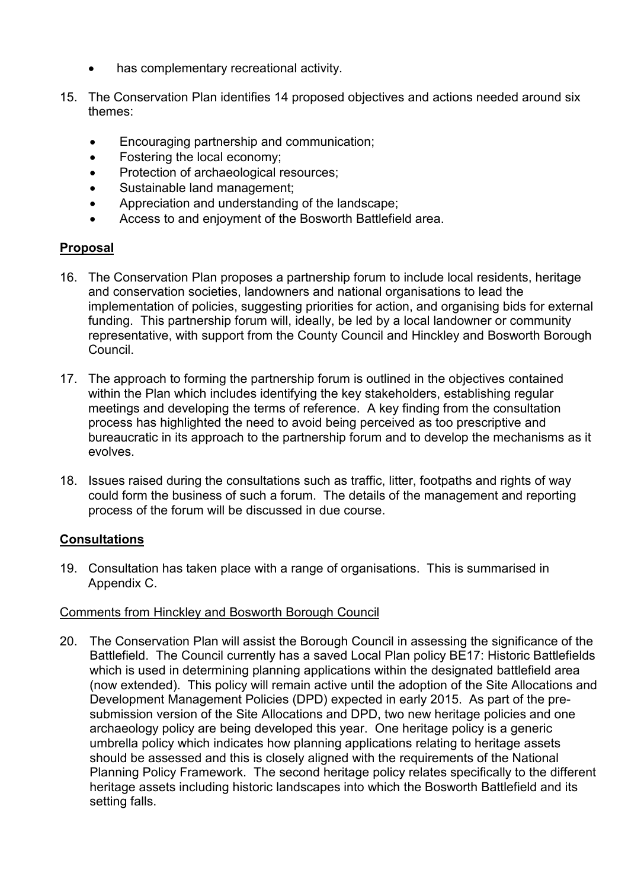- has complementary recreational activity.

15. The Conservation Plan identifies 14 proposed objectives and actions needed around six themes:

    - Encouraging partnership and communication;
    - Fostering the local economy;
    - Protection of archaeological resources;
    - Sustainable land management;
    - Appreciation and understanding of the landscape;
    - Access to and enjoyment of the Bosworth Battlefield area.

## **Proposal**

16. The Conservation Plan proposes a partnership forum to include local residents, heritage and conservation societies, landowners and national organisations to lead the implementation of policies, suggesting priorities for action, and organising bids for external funding. This partnership forum will, ideally, be led by a local landowner or community representative, with support from the County Council and Hinckley and Bosworth Borough Council.

17. The approach to forming the partnership forum is outlined in the objectives contained within the Plan which includes identifying the key stakeholders, establishing regular meetings and developing the terms of reference. A key finding from the consultation process has highlighted the need to avoid being perceived as too prescriptive and bureaucratic in its approach to the partnership forum and to develop the mechanisms as it evolves.

18. Issues raised during the consultations such as traffic, litter, footpaths and rights of way could form the business of such a forum. The details of the management and reporting process of the forum will be discussed in due course.

## **Consultations**

19. Consultation has taken place with a range of organisations. This is summarised in Appendix C.

Comments from Hinckley and Bosworth Borough Council

20. The Conservation Plan will assist the Borough Council in assessing the significance of the Battlefield. The Council currently has a saved Local Plan policy BE17: Historic Battlefields which is used in determining planning applications within the designated battlefield area (now extended). This policy will remain active until the adoption of the Site Allocations and Development Management Policies (DPD) expected in early 2015. As part of the pre-submission version of the Site Allocations and DPD, two new heritage policies and one archaeology policy are being developed this year. One heritage policy is a generic umbrella policy which indicates how planning applications relating to heritage assets should be assessed and this is closely aligned with the requirements of the National Planning Policy Framework. The second heritage policy relates specifically to the different heritage assets including historic landscapes into which the Bosworth Battlefield and its setting falls.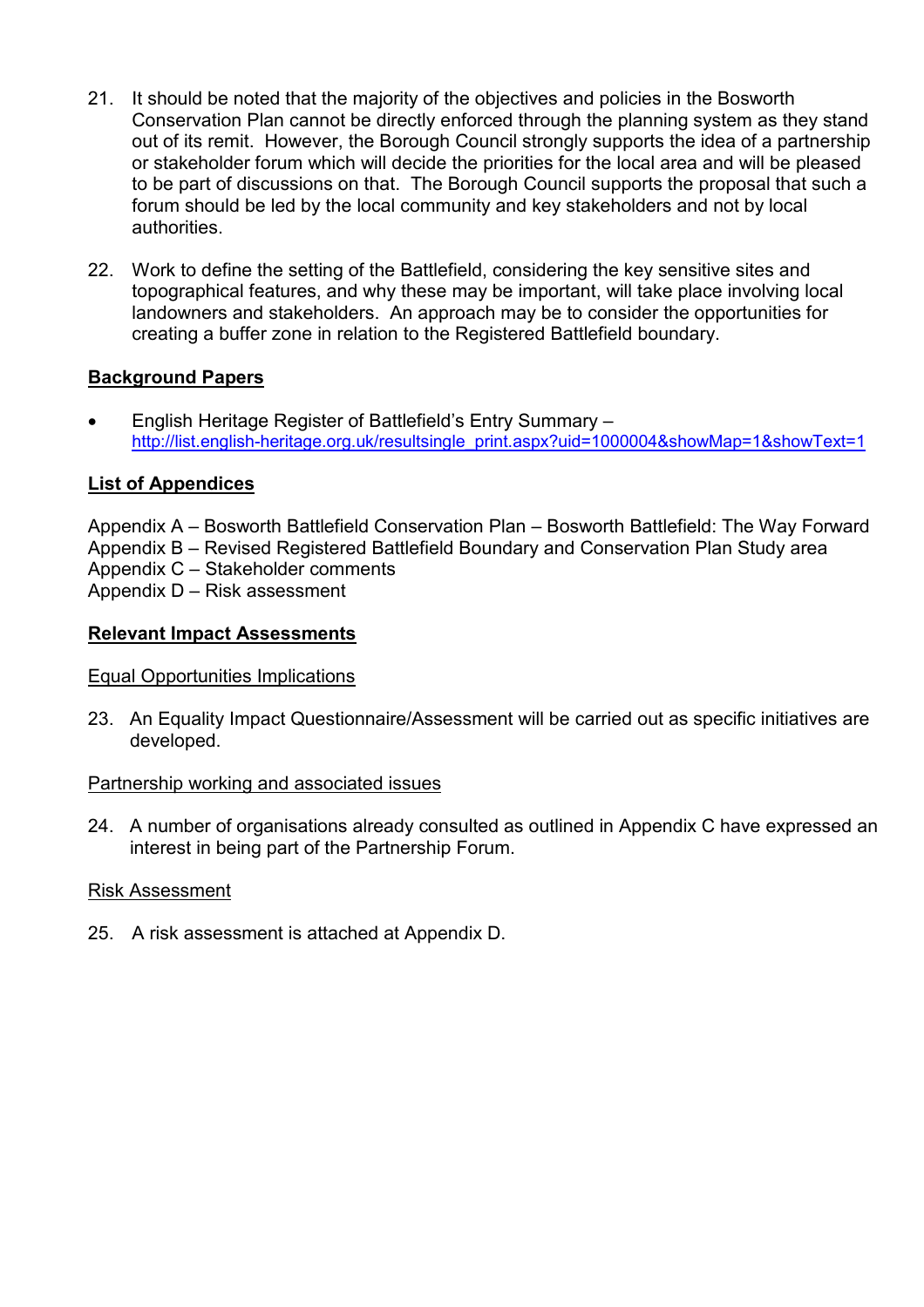21. It should be noted that the majority of the objectives and policies in the Bosworth Conservation Plan cannot be directly enforced through the planning system as they stand out of its remit. However, the Borough Council strongly supports the idea of a partnership or stakeholder forum which will decide the priorities for the local area and will be pleased to be part of discussions on that. The Borough Council supports the proposal that such a forum should be led by the local community and key stakeholders and not by local authorities.

22. Work to define the setting of the Battlefield, considering the key sensitive sites and topographical features, and why these may be important, will take place involving local landowners and stakeholders. An approach may be to consider the opportunities for creating a buffer zone in relation to the Registered Battlefield boundary.

**Background Papers**

- English Heritage Register of Battlefield's Entry Summary – http://list.english-heritage.org.uk/resultsingle_print.aspx?uid=1000004&showMap=1&showText=1

**List of Appendices**

Appendix A – Bosworth Battlefield Conservation Plan – Bosworth Battlefield: The Way Forward
Appendix B – Revised Registered Battlefield Boundary and Conservation Plan Study area
Appendix C – Stakeholder comments
Appendix D – Risk assessment

**Relevant Impact Assessments**

Equal Opportunities Implications

23. An Equality Impact Questionnaire/Assessment will be carried out as specific initiatives are developed.

Partnership working and associated issues

24. A number of organisations already consulted as outlined in Appendix C have expressed an interest in being part of the Partnership Forum.

Risk Assessment

25. A risk assessment is attached at Appendix D.